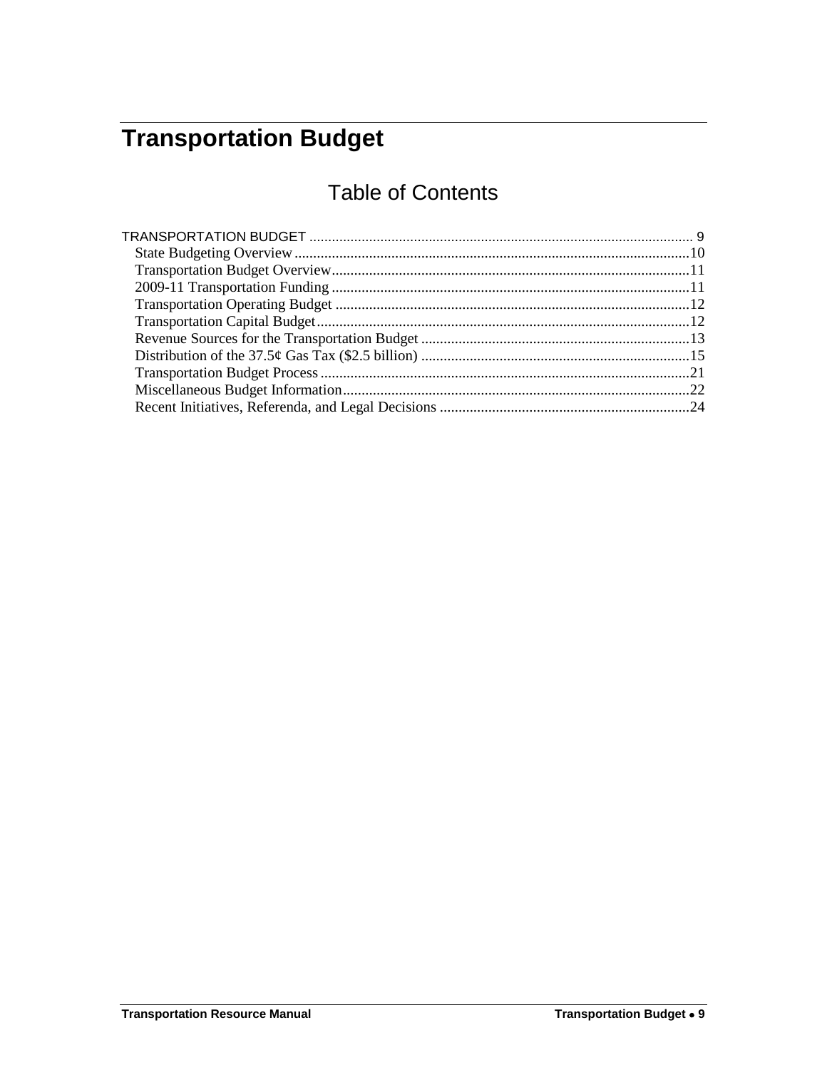# Transportation Budget

## Table of Contents

TRANSPORTATION BUDGET ........................................................................................................ 9
- State Budgeting Overview ..........................................................................................................10
- Transportation Budget Overview...............................................................................................11
- 2009-11 Transportation Funding ...............................................................................................11
- Transportation Operating Budget ..............................................................................................12
- Transportation Capital Budget...................................................................................................12
- Revenue Sources for the Transportation Budget .......................................................................13
- Distribution of the 37.5¢ Gas Tax ($2.5 billion) ........................................................................15
- Transportation Budget Process ..................................................................................................21
- Miscellaneous Budget Information............................................................................................22
- Recent Initiatives, Referenda, and Legal Decisions ..................................................................24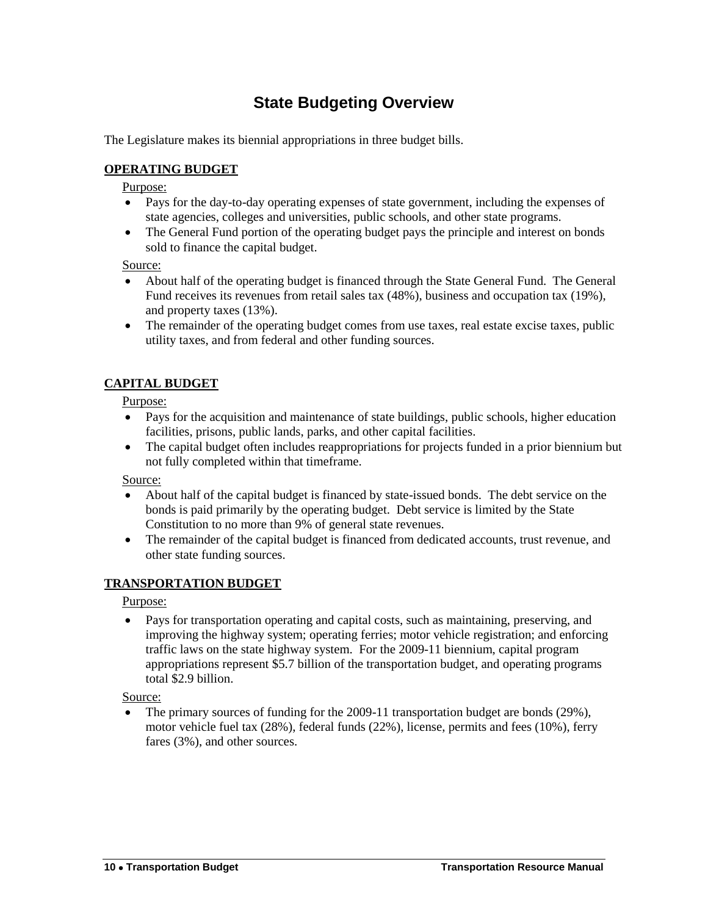# State Budgeting Overview

The Legislature makes its biennial appropriations in three budget bills.

## OPERATING BUDGET

Purpose:

- Pays for the day-to-day operating expenses of state government, including the expenses of state agencies, colleges and universities, public schools, and other state programs.
- The General Fund portion of the operating budget pays the principle and interest on bonds sold to finance the capital budget.

Source:

- About half of the operating budget is financed through the State General Fund. The General Fund receives its revenues from retail sales tax (48%), business and occupation tax (19%), and property taxes (13%).
- The remainder of the operating budget comes from use taxes, real estate excise taxes, public utility taxes, and from federal and other funding sources.

## CAPITAL BUDGET

Purpose:

- Pays for the acquisition and maintenance of state buildings, public schools, higher education facilities, prisons, public lands, parks, and other capital facilities.
- The capital budget often includes reappropriations for projects funded in a prior biennium but not fully completed within that timeframe.

Source:

- About half of the capital budget is financed by state-issued bonds. The debt service on the bonds is paid primarily by the operating budget. Debt service is limited by the State Constitution to no more than 9% of general state revenues.
- The remainder of the capital budget is financed from dedicated accounts, trust revenue, and other state funding sources.

## TRANSPORTATION BUDGET

Purpose:

- Pays for transportation operating and capital costs, such as maintaining, preserving, and improving the highway system; operating ferries; motor vehicle registration; and enforcing traffic laws on the state highway system. For the 2009-11 biennium, capital program appropriations represent $5.7 billion of the transportation budget, and operating programs total $2.9 billion.

Source:

- The primary sources of funding for the 2009-11 transportation budget are bonds (29%), motor vehicle fuel tax (28%), federal funds (22%), license, permits and fees (10%), ferry fares (3%), and other sources.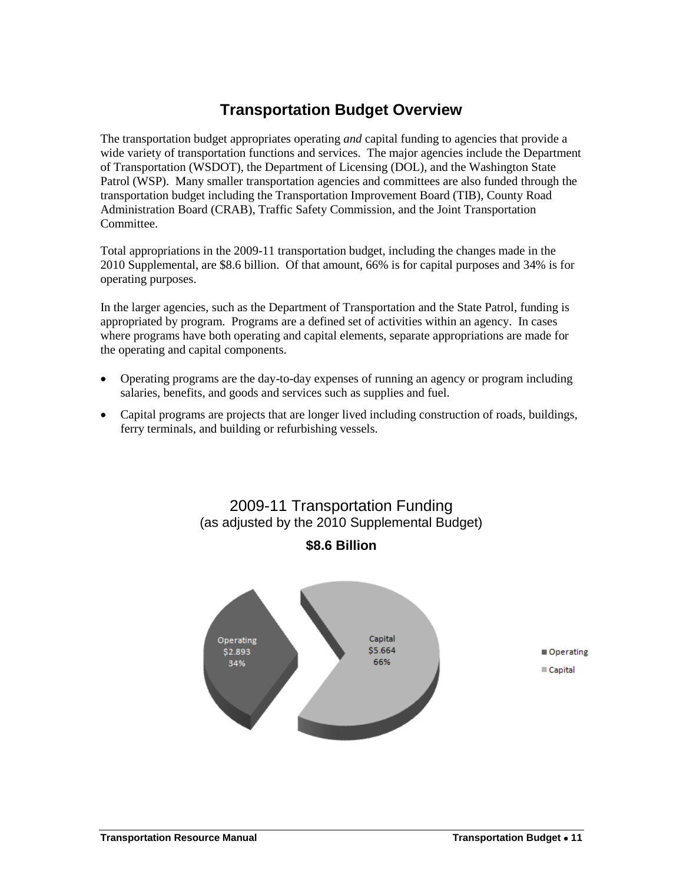# Transportation Budget Overview

The transportation budget appropriates operating *and* capital funding to agencies that provide a wide variety of transportation functions and services. The major agencies include the Department of Transportation (WSDOT), the Department of Licensing (DOL), and the Washington State Patrol (WSP). Many smaller transportation agencies and committees are also funded through the transportation budget including the Transportation Improvement Board (TIB), County Road Administration Board (CRAB), Traffic Safety Commission, and the Joint Transportation Committee.

Total appropriations in the 2009-11 transportation budget, including the changes made in the 2010 Supplemental, are $8.6 billion. Of that amount, 66% is for capital purposes and 34% is for operating purposes.

In the larger agencies, such as the Department of Transportation and the State Patrol, funding is appropriated by program. Programs are a defined set of activities within an agency. In cases where programs have both operating and capital elements, separate appropriations are made for the operating and capital components.

- Operating programs are the day-to-day expenses of running an agency or program including salaries, benefits, and goods and services such as supplies and fuel.
- Capital programs are projects that are longer lived including construction of roads, buildings, ferry terminals, and building or refurbishing vessels.

2009-11 Transportation Funding
(as adjusted by the 2010 Supplemental Budget)

**$8.6 Billion**

| Category | Amount (billions) | Percent |
| --- | --- | --- |
| Operating | $2.893 | 34% |
| Capital | $5.664 | 66% |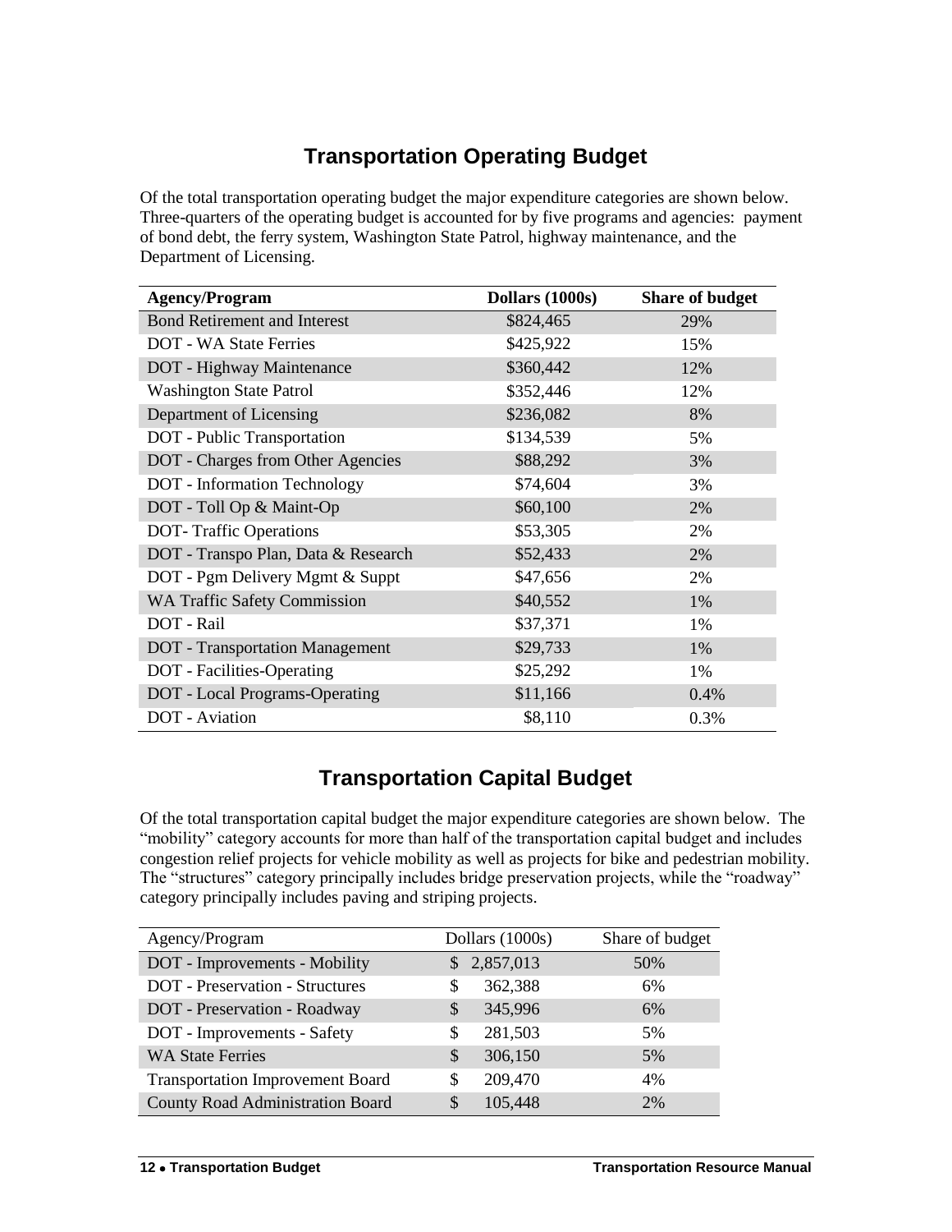## Transportation Operating Budget

Of the total transportation operating budget the major expenditure categories are shown below. Three-quarters of the operating budget is accounted for by five programs and agencies: payment of bond debt, the ferry system, Washington State Patrol, highway maintenance, and the Department of Licensing.

| Agency/Program | Dollars (1000s) | Share of budget |
|---|---|---|
| Bond Retirement and Interest | $824,465 | 29% |
| DOT - WA State Ferries | $425,922 | 15% |
| DOT - Highway Maintenance | $360,442 | 12% |
| Washington State Patrol | $352,446 | 12% |
| Department of Licensing | $236,082 | 8% |
| DOT - Public Transportation | $134,539 | 5% |
| DOT - Charges from Other Agencies | $88,292 | 3% |
| DOT - Information Technology | $74,604 | 3% |
| DOT - Toll Op & Maint-Op | $60,100 | 2% |
| DOT- Traffic Operations | $53,305 | 2% |
| DOT - Transpo Plan, Data & Research | $52,433 | 2% |
| DOT - Pgm Delivery Mgmt & Suppt | $47,656 | 2% |
| WA Traffic Safety Commission | $40,552 | 1% |
| DOT - Rail | $37,371 | 1% |
| DOT - Transportation Management | $29,733 | 1% |
| DOT - Facilities-Operating | $25,292 | 1% |
| DOT - Local Programs-Operating | $11,166 | 0.4% |
| DOT - Aviation | $8,110 | 0.3% |

## Transportation Capital Budget

Of the total transportation capital budget the major expenditure categories are shown below. The "mobility" category accounts for more than half of the transportation capital budget and includes congestion relief projects for vehicle mobility as well as projects for bike and pedestrian mobility. The "structures" category principally includes bridge preservation projects, while the "roadway" category principally includes paving and striping projects.

| Agency/Program | Dollars (1000s) | Share of budget |
|---|---|---|
| DOT - Improvements - Mobility | $ 2,857,013 | 50% |
| DOT - Preservation - Structures | $ 362,388 | 6% |
| DOT - Preservation - Roadway | $ 345,996 | 6% |
| DOT - Improvements - Safety | $ 281,503 | 5% |
| WA State Ferries | $ 306,150 | 5% |
| Transportation Improvement Board | $ 209,470 | 4% |
| County Road Administration Board | $ 105,448 | 2% |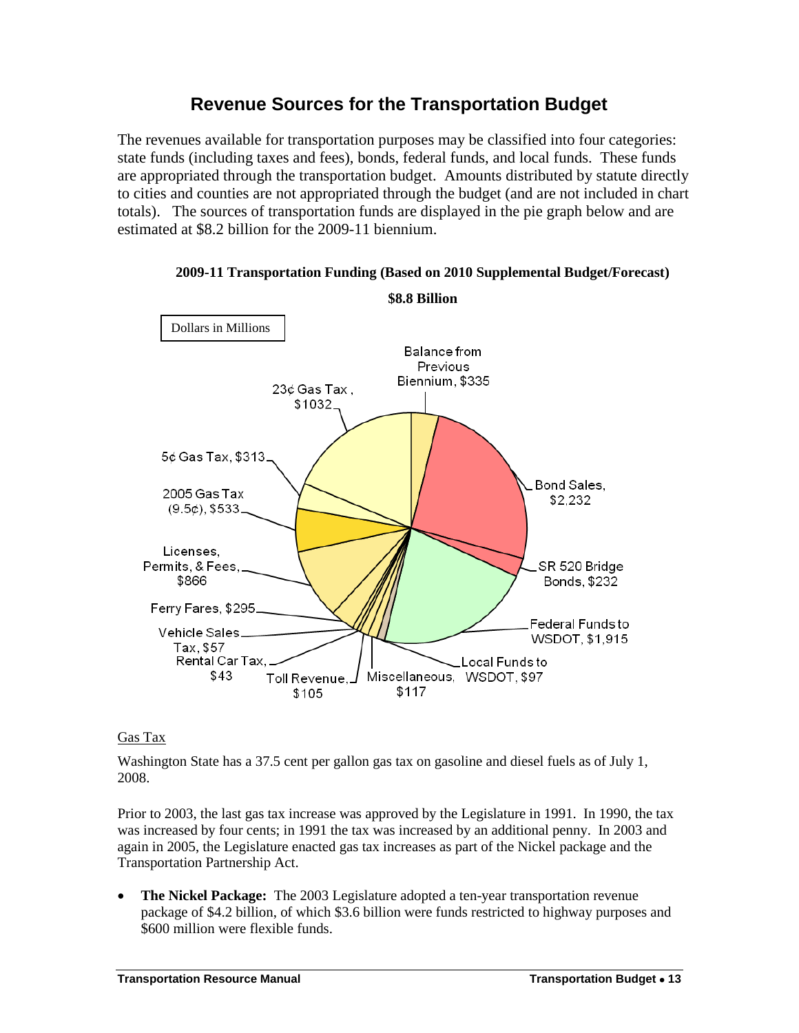## Revenue Sources for the Transportation Budget

The revenues available for transportation purposes may be classified into four categories: state funds (including taxes and fees), bonds, federal funds, and local funds. These funds are appropriated through the transportation budget. Amounts distributed by statute directly to cities and counties are not appropriated through the budget (and are not included in chart totals). The sources of transportation funds are displayed in the pie graph below and are estimated at $8.2 billion for the 2009-11 biennium.

**2009-11 Transportation Funding (Based on 2010 Supplemental Budget/Forecast)**

**$8.8 Billion**

Dollars in Millions

| Source | Amount |
| --- | --- |
| Balance from Previous Biennium | $335 |
| Bond Sales | $2,232 |
| SR 520 Bridge Bonds | $232 |
| Federal Funds to WSDOT | $1,915 |
| Local Funds to WSDOT | $97 |
| Miscellaneous | $117 |
| Toll Revenue | $105 |
| Rental Car Tax | $43 |
| Vehicle Sales Tax | $57 |
| Ferry Fares | $295 |
| Licenses, Permits, & Fees | $866 |
| 2005 Gas Tax (9.5¢) | $533 |
| 5¢ Gas Tax | $313 |
| 23¢ Gas Tax | $1032 |

Gas Tax

Washington State has a 37.5 cent per gallon gas tax on gasoline and diesel fuels as of July 1, 2008.

Prior to 2003, the last gas tax increase was approved by the Legislature in 1991. In 1990, the tax was increased by four cents; in 1991 the tax was increased by an additional penny. In 2003 and again in 2005, the Legislature enacted gas tax increases as part of the Nickel package and the Transportation Partnership Act.

- **The Nickel Package:** The 2003 Legislature adopted a ten-year transportation revenue package of $4.2 billion, of which $3.6 billion were funds restricted to highway purposes and $600 million were flexible funds.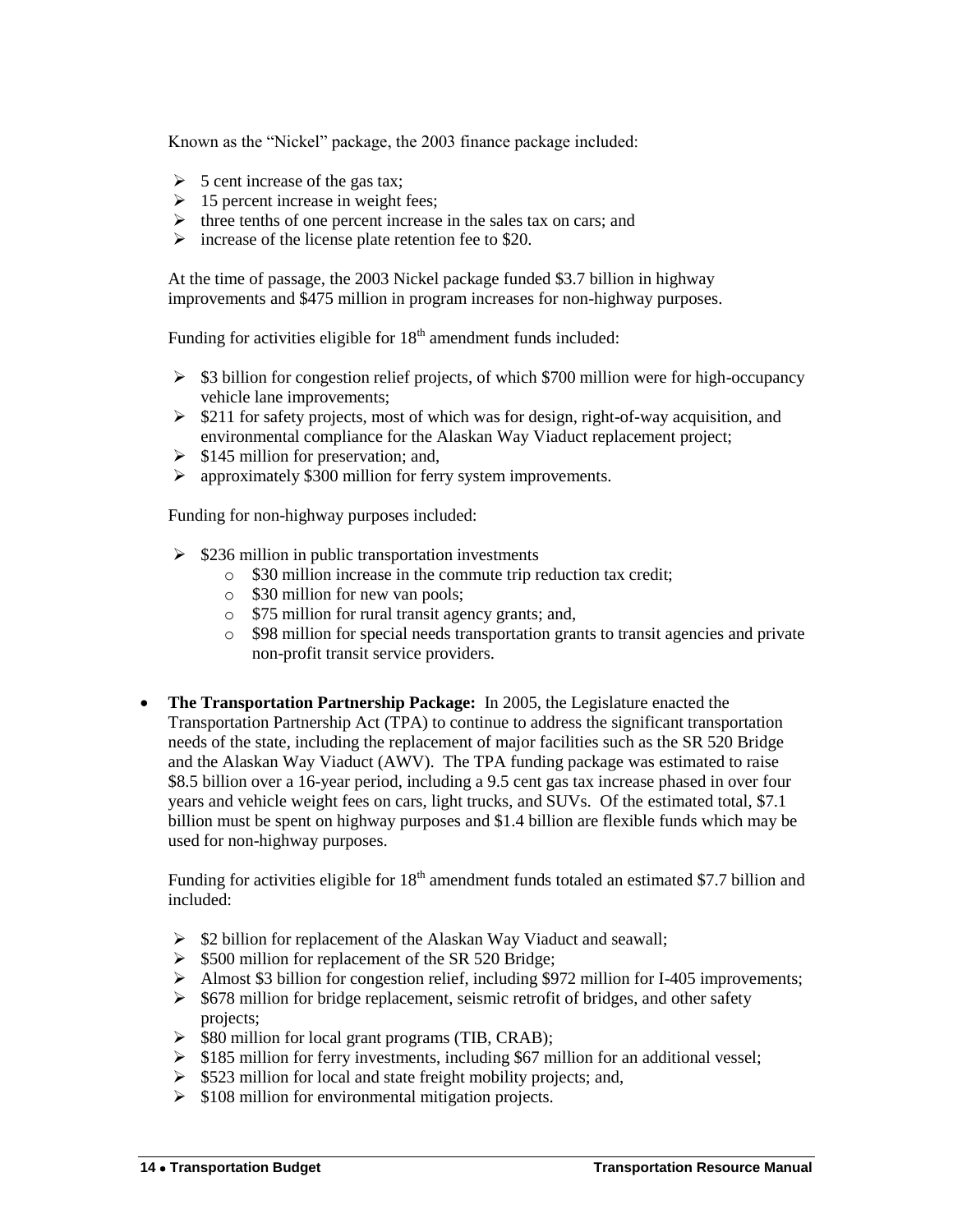Known as the "Nickel" package, the 2003 finance package included:

- 5 cent increase of the gas tax;
- 15 percent increase in weight fees;
- three tenths of one percent increase in the sales tax on cars; and
- increase of the license plate retention fee to $20.

At the time of passage, the 2003 Nickel package funded $3.7 billion in highway improvements and $475 million in program increases for non-highway purposes.

Funding for activities eligible for 18th amendment funds included:

- $3 billion for congestion relief projects, of which $700 million were for high-occupancy vehicle lane improvements;
- $211 for safety projects, most of which was for design, right-of-way acquisition, and environmental compliance for the Alaskan Way Viaduct replacement project;
- $145 million for preservation; and,
- approximately $300 million for ferry system improvements.

Funding for non-highway purposes included:

- $236 million in public transportation investments
  - $30 million increase in the commute trip reduction tax credit;
  - $30 million for new van pools;
  - $75 million for rural transit agency grants; and,
  - $98 million for special needs transportation grants to transit agencies and private non-profit transit service providers.

- **The Transportation Partnership Package:** In 2005, the Legislature enacted the Transportation Partnership Act (TPA) to continue to address the significant transportation needs of the state, including the replacement of major facilities such as the SR 520 Bridge and the Alaskan Way Viaduct (AWV). The TPA funding package was estimated to raise $8.5 billion over a 16-year period, including a 9.5 cent gas tax increase phased in over four years and vehicle weight fees on cars, light trucks, and SUVs. Of the estimated total, $7.1 billion must be spent on highway purposes and $1.4 billion are flexible funds which may be used for non-highway purposes.

  Funding for activities eligible for 18th amendment funds totaled an estimated $7.7 billion and included:

  - $2 billion for replacement of the Alaskan Way Viaduct and seawall;
  - $500 million for replacement of the SR 520 Bridge;
  - Almost $3 billion for congestion relief, including $972 million for I-405 improvements;
  - $678 million for bridge replacement, seismic retrofit of bridges, and other safety projects;
  - $80 million for local grant programs (TIB, CRAB);
  - $185 million for ferry investments, including $67 million for an additional vessel;
  - $523 million for local and state freight mobility projects; and,
  - $108 million for environmental mitigation projects.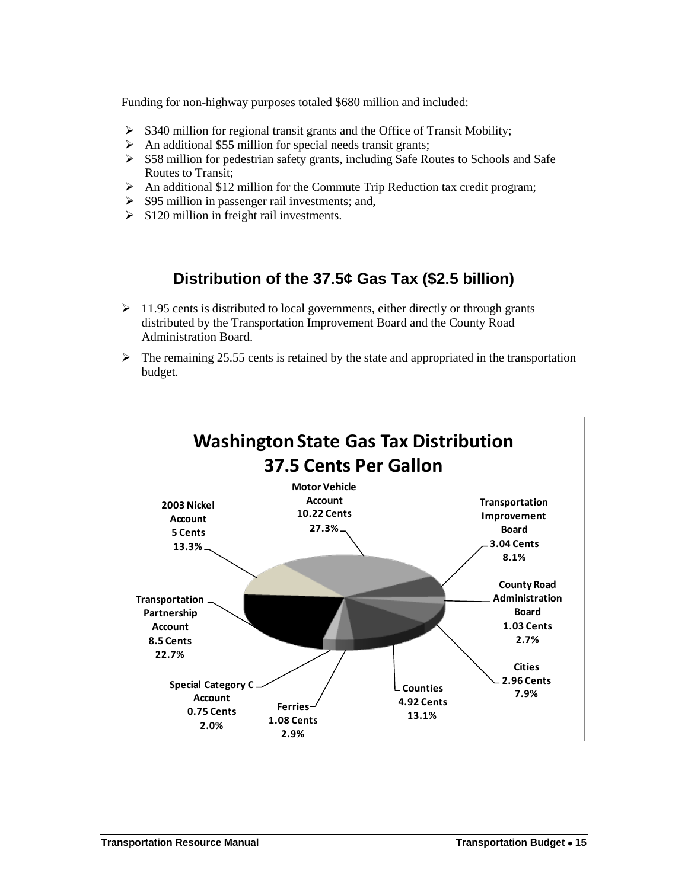Funding for non-highway purposes totaled $680 million and included:

- $340 million for regional transit grants and the Office of Transit Mobility;
- An additional $55 million for special needs transit grants;
- $58 million for pedestrian safety grants, including Safe Routes to Schools and Safe Routes to Transit;
- An additional $12 million for the Commute Trip Reduction tax credit program;
- $95 million in passenger rail investments; and,
- $120 million in freight rail investments.

## Distribution of the 37.5¢ Gas Tax ($2.5 billion)

- 11.95 cents is distributed to local governments, either directly or through grants distributed by the Transportation Improvement Board and the County Road Administration Board.
- The remaining 25.55 cents is retained by the state and appropriated in the transportation budget.

**Washington State Gas Tax Distribution**
**37.5 Cents Per Gallon**

| Account | Cents | Percent |
|---|---|---|
| Motor Vehicle Account | 10.22 Cents | 27.3% |
| Transportation Improvement Board | 3.04 Cents | 8.1% |
| County Road Administration Board | 1.03 Cents | 2.7% |
| Cities | 2.96 Cents | 7.9% |
| Counties | 4.92 Cents | 13.1% |
| Ferries | 1.08 Cents | 2.9% |
| Special Category C Account | 0.75 Cents | 2.0% |
| Transportation Partnership Account | 8.5 Cents | 22.7% |
| 2003 Nickel Account | 5 Cents | 13.3% |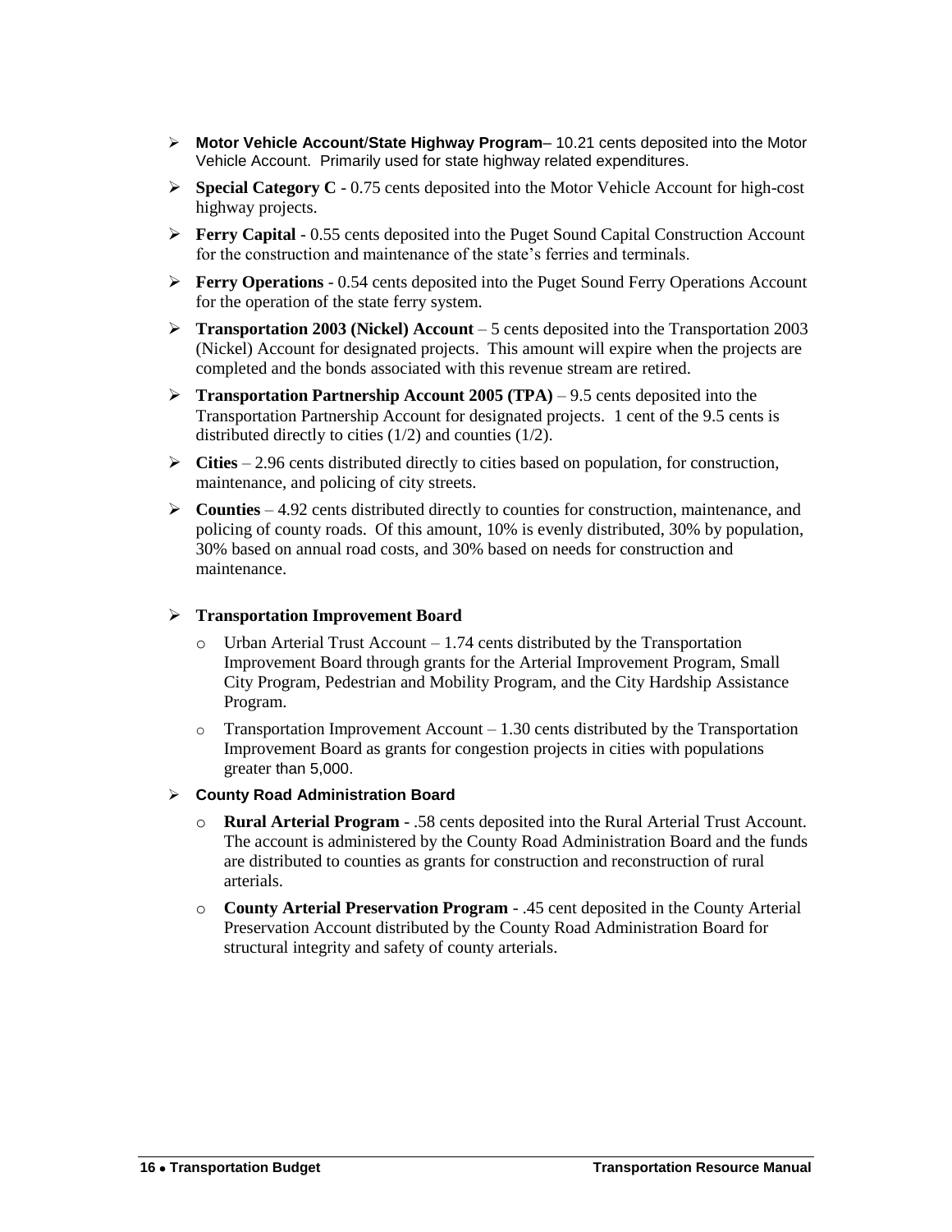- **Motor Vehicle Account/State Highway Program**– 10.21 cents deposited into the Motor Vehicle Account. Primarily used for state highway related expenditures.
- **Special Category C** - 0.75 cents deposited into the Motor Vehicle Account for high-cost highway projects.
- **Ferry Capital** - 0.55 cents deposited into the Puget Sound Capital Construction Account for the construction and maintenance of the state's ferries and terminals.
- **Ferry Operations** - 0.54 cents deposited into the Puget Sound Ferry Operations Account for the operation of the state ferry system.
- **Transportation 2003 (Nickel) Account** – 5 cents deposited into the Transportation 2003 (Nickel) Account for designated projects. This amount will expire when the projects are completed and the bonds associated with this revenue stream are retired.
- **Transportation Partnership Account 2005 (TPA)** – 9.5 cents deposited into the Transportation Partnership Account for designated projects. 1 cent of the 9.5 cents is distributed directly to cities (1/2) and counties (1/2).
- **Cities** – 2.96 cents distributed directly to cities based on population, for construction, maintenance, and policing of city streets.
- **Counties** – 4.92 cents distributed directly to counties for construction, maintenance, and policing of county roads. Of this amount, 10% is evenly distributed, 30% by population, 30% based on annual road costs, and 30% based on needs for construction and maintenance.

- **Transportation Improvement Board**
  - Urban Arterial Trust Account – 1.74 cents distributed by the Transportation Improvement Board through grants for the Arterial Improvement Program, Small City Program, Pedestrian and Mobility Program, and the City Hardship Assistance Program.
  - Transportation Improvement Account – 1.30 cents distributed by the Transportation Improvement Board as grants for congestion projects in cities with populations greater than 5,000.
- **County Road Administration Board**
  - **Rural Arterial Program** - .58 cents deposited into the Rural Arterial Trust Account. The account is administered by the County Road Administration Board and the funds are distributed to counties as grants for construction and reconstruction of rural arterials.
  - **County Arterial Preservation Program** - .45 cent deposited in the County Arterial Preservation Account distributed by the County Road Administration Board for structural integrity and safety of county arterials.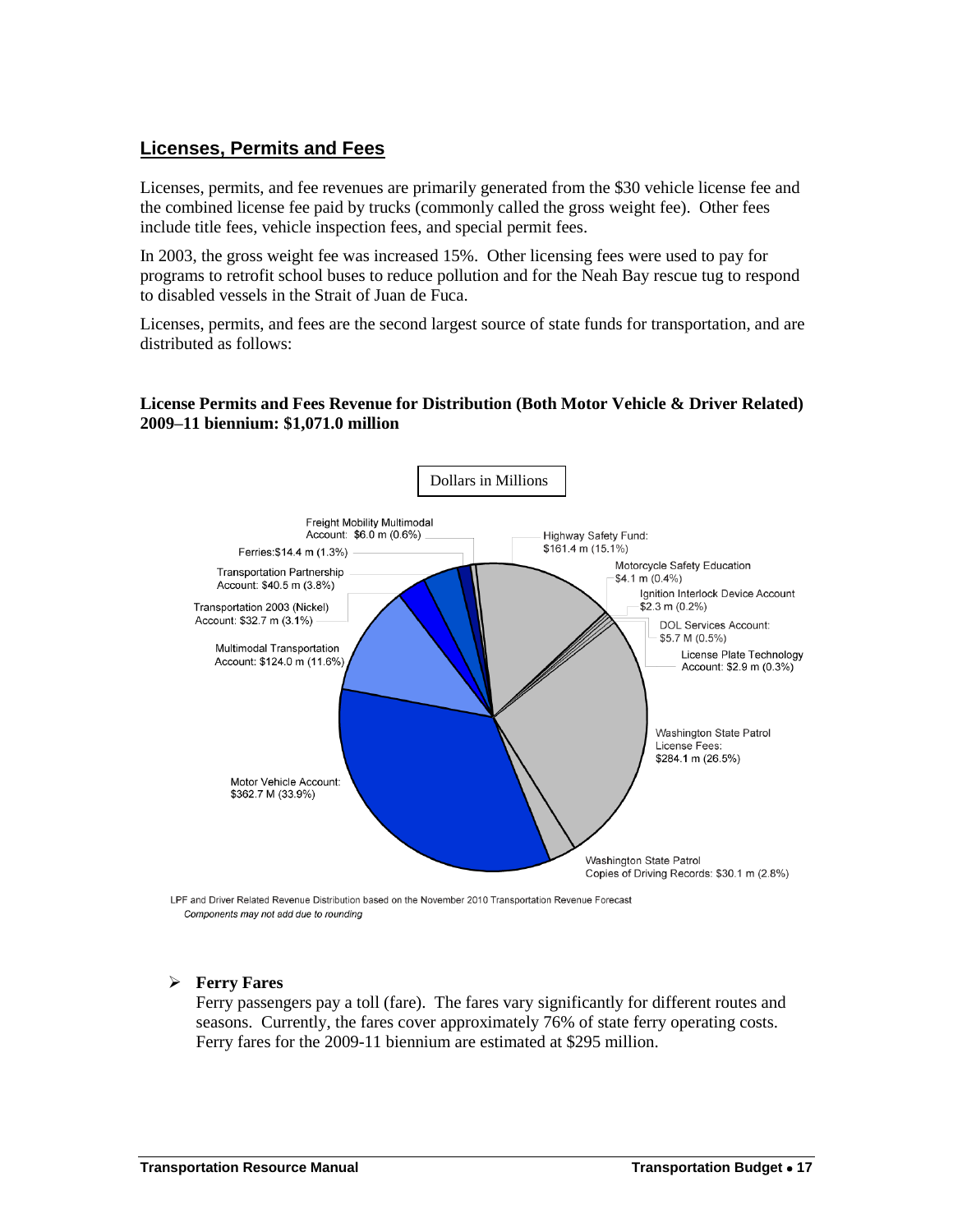## Licenses, Permits and Fees

Licenses, permits, and fee revenues are primarily generated from the $30 vehicle license fee and the combined license fee paid by trucks (commonly called the gross weight fee). Other fees include title fees, vehicle inspection fees, and special permit fees.

In 2003, the gross weight fee was increased 15%. Other licensing fees were used to pay for programs to retrofit school buses to reduce pollution and for the Neah Bay rescue tug to respond to disabled vessels in the Strait of Juan de Fuca.

Licenses, permits, and fees are the second largest source of state funds for transportation, and are distributed as follows:

**License Permits and Fees Revenue for Distribution (Both Motor Vehicle & Driver Related) 2009–11 biennium: $1,071.0 million**

Dollars in Millions

- Freight Mobility Multimodal Account: $6.0 m (0.6%)
- Ferries: $14.4 m (1.3%)
- Transportation Partnership Account: $40.5 m (3.8%)
- Transportation 2003 (Nickel) Account: $32.7 m (3.1%)
- Multimodal Transportation Account: $124.0 m (11.6%)
- Motor Vehicle Account: $362.7 M (33.9%)
- Highway Safety Fund: $161.4 m (15.1%)
- Motorcycle Safety Education $4.1 m (0.4%)
- Ignition Interlock Device Account $2.3 m (0.2%)
- DOL Services Account: $5.7 M (0.5%)
- License Plate Technology Account: $2.9 m (0.3%)
- Washington State Patrol License Fees: $284.1 m (26.5%)
- Washington State Patrol Copies of Driving Records: $30.1 m (2.8%)

LPF and Driver Related Revenue Distribution based on the November 2010 Transportation Revenue Forecast

*Components may not add due to rounding*

- **Ferry Fares**

  Ferry passengers pay a toll (fare). The fares vary significantly for different routes and seasons. Currently, the fares cover approximately 76% of state ferry operating costs. Ferry fares for the 2009-11 biennium are estimated at $295 million.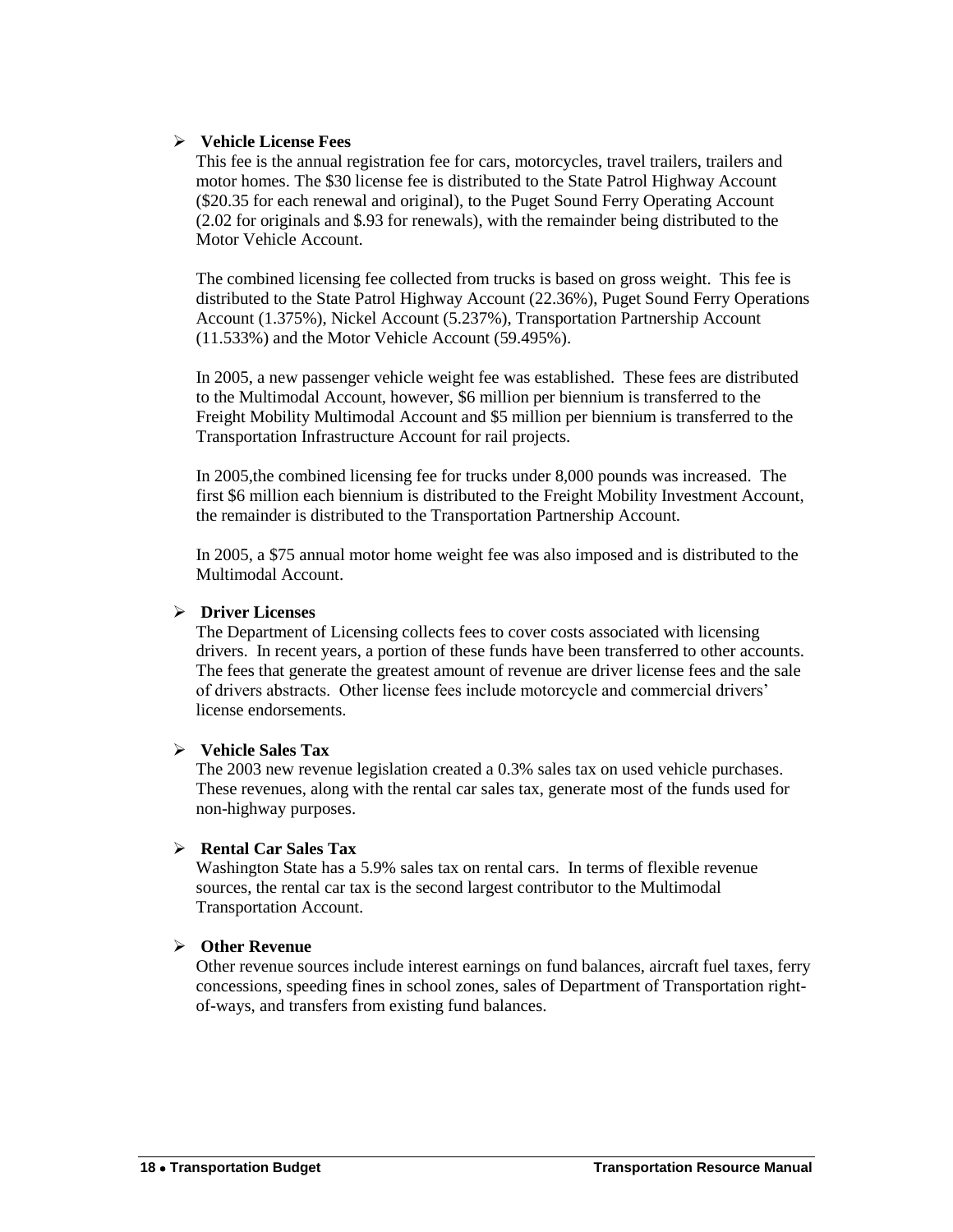- **Vehicle License Fees**

  This fee is the annual registration fee for cars, motorcycles, travel trailers, trailers and motor homes. The $30 license fee is distributed to the State Patrol Highway Account ($20.35 for each renewal and original), to the Puget Sound Ferry Operating Account (2.02 for originals and $.93 for renewals), with the remainder being distributed to the Motor Vehicle Account.

  The combined licensing fee collected from trucks is based on gross weight. This fee is distributed to the State Patrol Highway Account (22.36%), Puget Sound Ferry Operations Account (1.375%), Nickel Account (5.237%), Transportation Partnership Account (11.533%) and the Motor Vehicle Account (59.495%).

  In 2005, a new passenger vehicle weight fee was established. These fees are distributed to the Multimodal Account, however, $6 million per biennium is transferred to the Freight Mobility Multimodal Account and $5 million per biennium is transferred to the Transportation Infrastructure Account for rail projects.

  In 2005,the combined licensing fee for trucks under 8,000 pounds was increased. The first $6 million each biennium is distributed to the Freight Mobility Investment Account, the remainder is distributed to the Transportation Partnership Account.

  In 2005, a $75 annual motor home weight fee was also imposed and is distributed to the Multimodal Account.

- **Driver Licenses**

  The Department of Licensing collects fees to cover costs associated with licensing drivers. In recent years, a portion of these funds have been transferred to other accounts. The fees that generate the greatest amount of revenue are driver license fees and the sale of drivers abstracts. Other license fees include motorcycle and commercial drivers' license endorsements.

- **Vehicle Sales Tax**

  The 2003 new revenue legislation created a 0.3% sales tax on used vehicle purchases. These revenues, along with the rental car sales tax, generate most of the funds used for non-highway purposes.

- **Rental Car Sales Tax**

  Washington State has a 5.9% sales tax on rental cars. In terms of flexible revenue sources, the rental car tax is the second largest contributor to the Multimodal Transportation Account.

- **Other Revenue**

  Other revenue sources include interest earnings on fund balances, aircraft fuel taxes, ferry concessions, speeding fines in school zones, sales of Department of Transportation right-of-ways, and transfers from existing fund balances.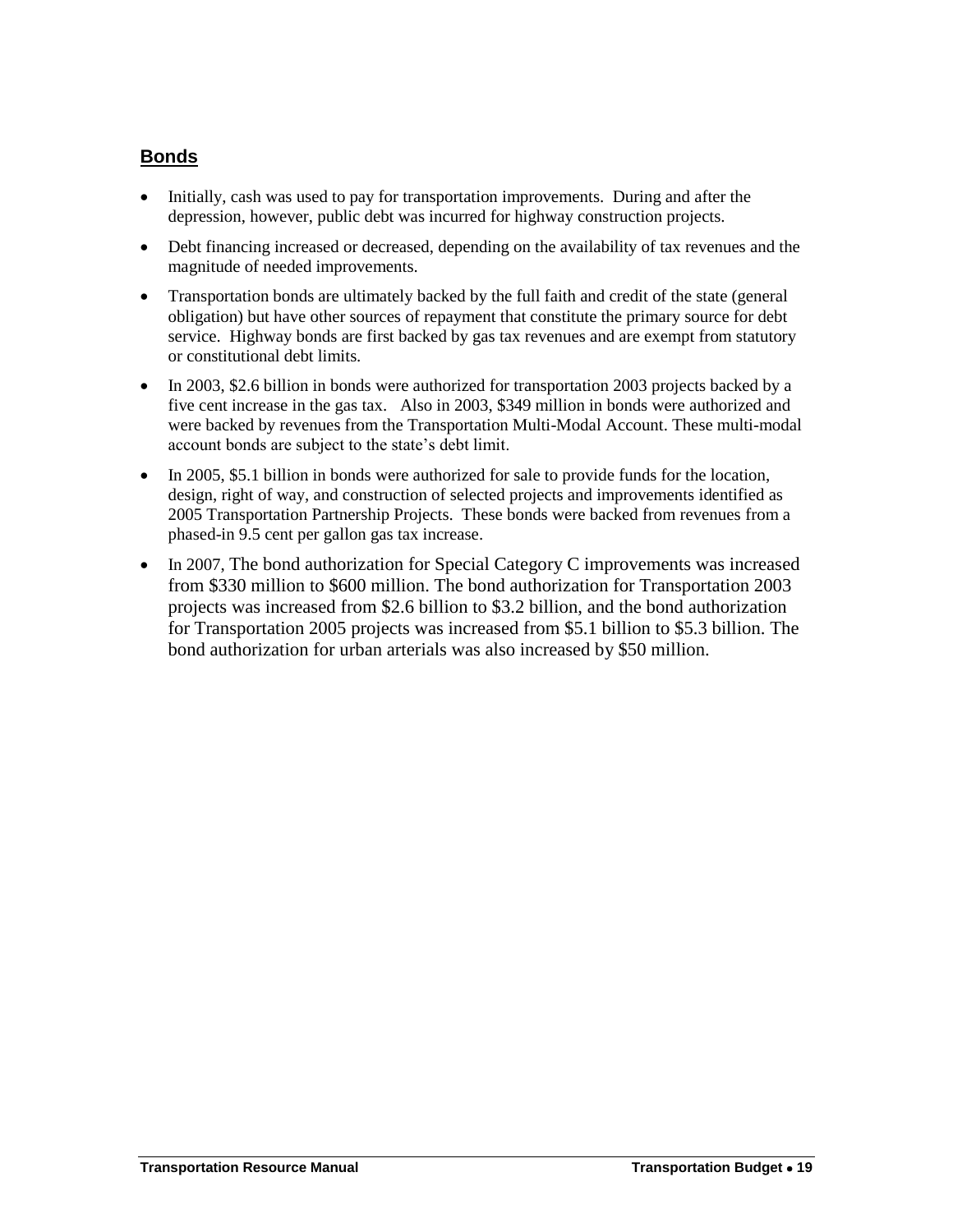## Bonds

- Initially, cash was used to pay for transportation improvements. During and after the depression, however, public debt was incurred for highway construction projects.
- Debt financing increased or decreased, depending on the availability of tax revenues and the magnitude of needed improvements.
- Transportation bonds are ultimately backed by the full faith and credit of the state (general obligation) but have other sources of repayment that constitute the primary source for debt service. Highway bonds are first backed by gas tax revenues and are exempt from statutory or constitutional debt limits.
- In 2003, $2.6 billion in bonds were authorized for transportation 2003 projects backed by a five cent increase in the gas tax. Also in 2003, $349 million in bonds were authorized and were backed by revenues from the Transportation Multi-Modal Account. These multi-modal account bonds are subject to the state's debt limit.
- In 2005, $5.1 billion in bonds were authorized for sale to provide funds for the location, design, right of way, and construction of selected projects and improvements identified as 2005 Transportation Partnership Projects. These bonds were backed from revenues from a phased-in 9.5 cent per gallon gas tax increase.
- In 2007, The bond authorization for Special Category C improvements was increased from $330 million to $600 million. The bond authorization for Transportation 2003 projects was increased from $2.6 billion to $3.2 billion, and the bond authorization for Transportation 2005 projects was increased from $5.1 billion to $5.3 billion. The bond authorization for urban arterials was also increased by $50 million.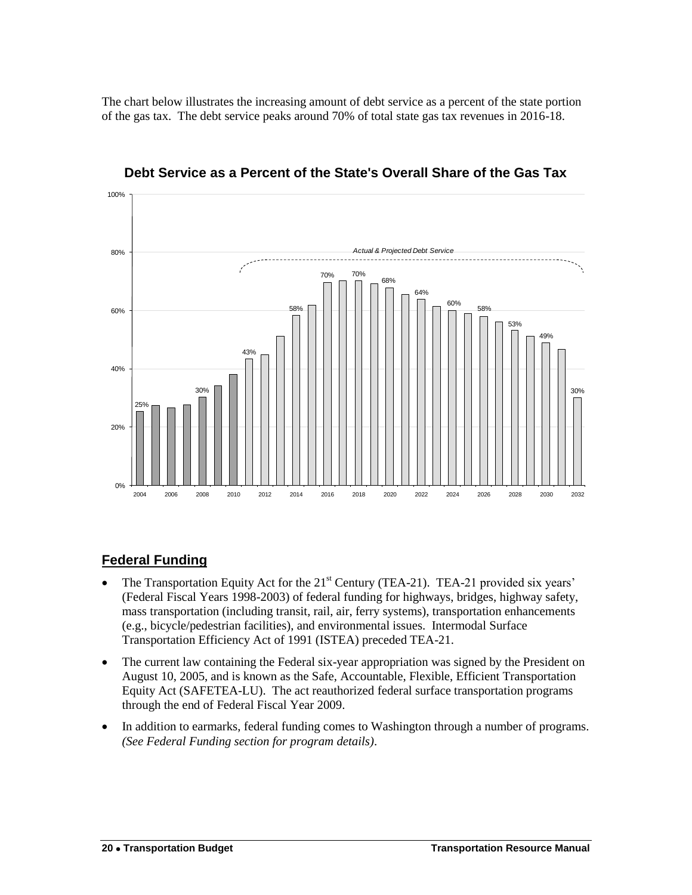The chart below illustrates the increasing amount of debt service as a percent of the state portion of the gas tax. The debt service peaks around 70% of total state gas tax revenues in 2016-18.

**Debt Service as a Percent of the State's Overall Share of the Gas Tax**

*Actual & Projected Debt Service*

| Year | Percent |
|---|---|
| 2004 | 25% |
| 2008 | 30% |
| 2011 | 43% |
| 2014 | 58% |
| 2016 | 70% |
| 2018 | 70% |
| 2020 | 68% |
| 2022 | 64% |
| 2024 | 60% |
| 2026 | 58% |
| 2028 | 53% |
| 2030 | 49% |
| 2032 | 30% |

## Federal Funding

- The Transportation Equity Act for the 21st Century (TEA-21). TEA-21 provided six years' (Federal Fiscal Years 1998-2003) of federal funding for highways, bridges, highway safety, mass transportation (including transit, rail, air, ferry systems), transportation enhancements (e.g., bicycle/pedestrian facilities), and environmental issues. Intermodal Surface Transportation Efficiency Act of 1991 (ISTEA) preceded TEA-21.
- The current law containing the Federal six-year appropriation was signed by the President on August 10, 2005, and is known as the Safe, Accountable, Flexible, Efficient Transportation Equity Act (SAFETEA-LU). The act reauthorized federal surface transportation programs through the end of Federal Fiscal Year 2009.
- In addition to earmarks, federal funding comes to Washington through a number of programs. *(See Federal Funding section for program details)*.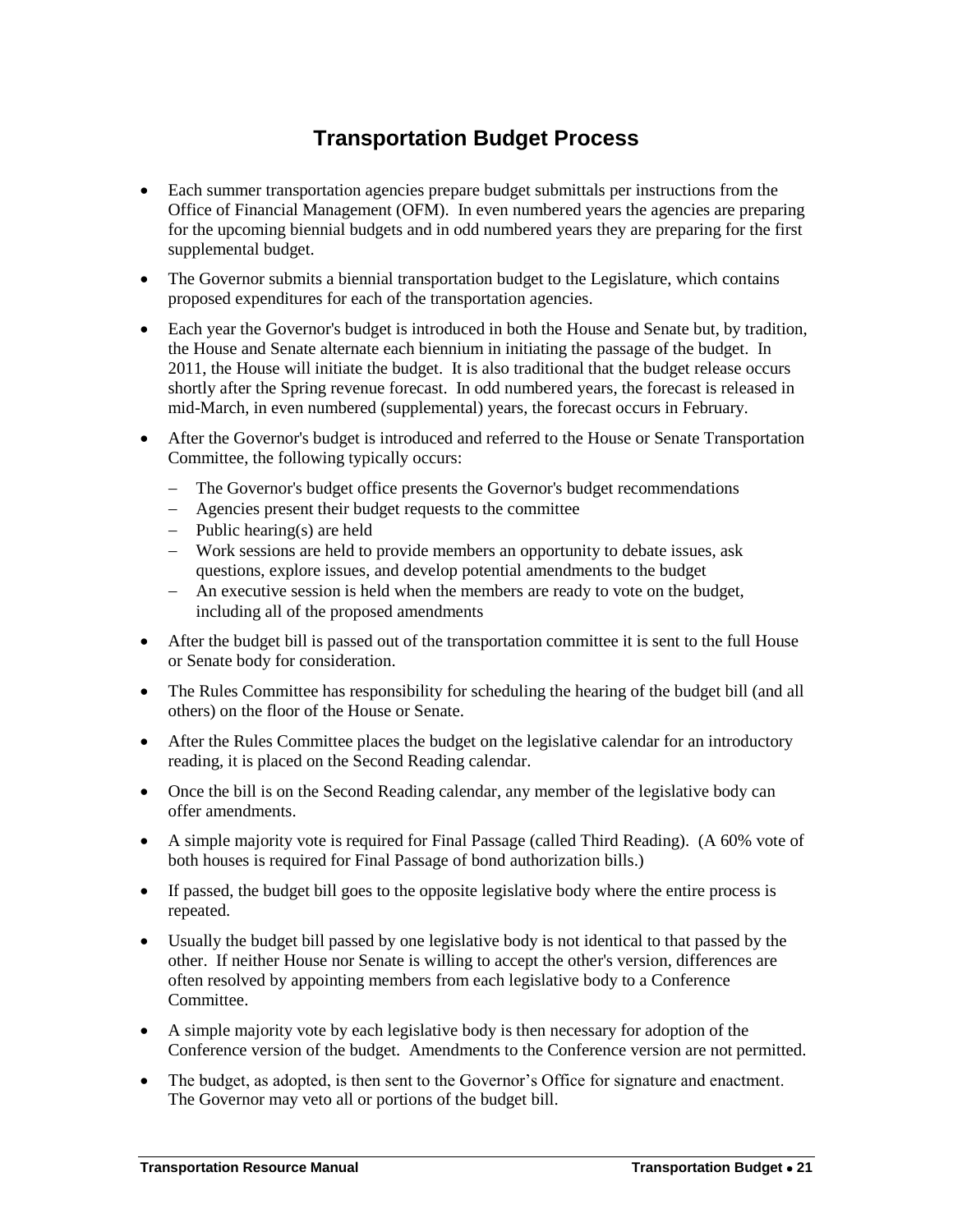# Transportation Budget Process

- Each summer transportation agencies prepare budget submittals per instructions from the Office of Financial Management (OFM). In even numbered years the agencies are preparing for the upcoming biennial budgets and in odd numbered years they are preparing for the first supplemental budget.
- The Governor submits a biennial transportation budget to the Legislature, which contains proposed expenditures for each of the transportation agencies.
- Each year the Governor's budget is introduced in both the House and Senate but, by tradition, the House and Senate alternate each biennium in initiating the passage of the budget. In 2011, the House will initiate the budget. It is also traditional that the budget release occurs shortly after the Spring revenue forecast. In odd numbered years, the forecast is released in mid-March, in even numbered (supplemental) years, the forecast occurs in February.
- After the Governor's budget is introduced and referred to the House or Senate Transportation Committee, the following typically occurs:
  - The Governor's budget office presents the Governor's budget recommendations
  - Agencies present their budget requests to the committee
  - Public hearing(s) are held
  - Work sessions are held to provide members an opportunity to debate issues, ask questions, explore issues, and develop potential amendments to the budget
  - An executive session is held when the members are ready to vote on the budget, including all of the proposed amendments
- After the budget bill is passed out of the transportation committee it is sent to the full House or Senate body for consideration.
- The Rules Committee has responsibility for scheduling the hearing of the budget bill (and all others) on the floor of the House or Senate.
- After the Rules Committee places the budget on the legislative calendar for an introductory reading, it is placed on the Second Reading calendar.
- Once the bill is on the Second Reading calendar, any member of the legislative body can offer amendments.
- A simple majority vote is required for Final Passage (called Third Reading). (A 60% vote of both houses is required for Final Passage of bond authorization bills.)
- If passed, the budget bill goes to the opposite legislative body where the entire process is repeated.
- Usually the budget bill passed by one legislative body is not identical to that passed by the other. If neither House nor Senate is willing to accept the other's version, differences are often resolved by appointing members from each legislative body to a Conference Committee.
- A simple majority vote by each legislative body is then necessary for adoption of the Conference version of the budget. Amendments to the Conference version are not permitted.
- The budget, as adopted, is then sent to the Governor's Office for signature and enactment. The Governor may veto all or portions of the budget bill.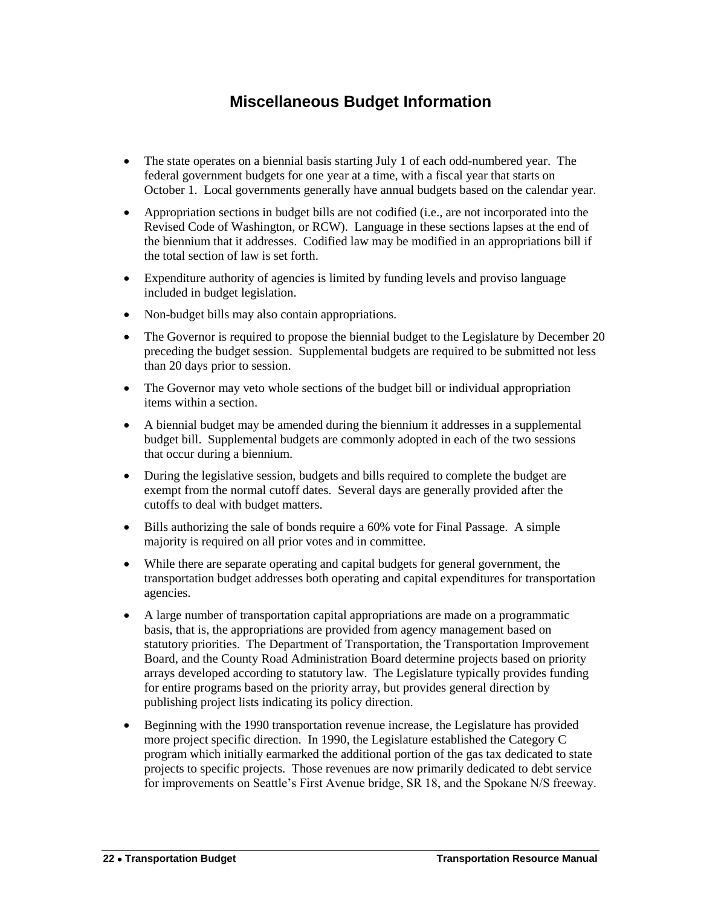# Miscellaneous Budget Information

- The state operates on a biennial basis starting July 1 of each odd-numbered year. The federal government budgets for one year at a time, with a fiscal year that starts on October 1. Local governments generally have annual budgets based on the calendar year.
- Appropriation sections in budget bills are not codified (i.e., are not incorporated into the Revised Code of Washington, or RCW). Language in these sections lapses at the end of the biennium that it addresses. Codified law may be modified in an appropriations bill if the total section of law is set forth.
- Expenditure authority of agencies is limited by funding levels and proviso language included in budget legislation.
- Non-budget bills may also contain appropriations.
- The Governor is required to propose the biennial budget to the Legislature by December 20 preceding the budget session. Supplemental budgets are required to be submitted not less than 20 days prior to session.
- The Governor may veto whole sections of the budget bill or individual appropriation items within a section.
- A biennial budget may be amended during the biennium it addresses in a supplemental budget bill. Supplemental budgets are commonly adopted in each of the two sessions that occur during a biennium.
- During the legislative session, budgets and bills required to complete the budget are exempt from the normal cutoff dates. Several days are generally provided after the cutoffs to deal with budget matters.
- Bills authorizing the sale of bonds require a 60% vote for Final Passage. A simple majority is required on all prior votes and in committee.
- While there are separate operating and capital budgets for general government, the transportation budget addresses both operating and capital expenditures for transportation agencies.
- A large number of transportation capital appropriations are made on a programmatic basis, that is, the appropriations are provided from agency management based on statutory priorities. The Department of Transportation, the Transportation Improvement Board, and the County Road Administration Board determine projects based on priority arrays developed according to statutory law. The Legislature typically provides funding for entire programs based on the priority array, but provides general direction by publishing project lists indicating its policy direction.
- Beginning with the 1990 transportation revenue increase, the Legislature has provided more project specific direction. In 1990, the Legislature established the Category C program which initially earmarked the additional portion of the gas tax dedicated to state projects to specific projects. Those revenues are now primarily dedicated to debt service for improvements on Seattle's First Avenue bridge, SR 18, and the Spokane N/S freeway.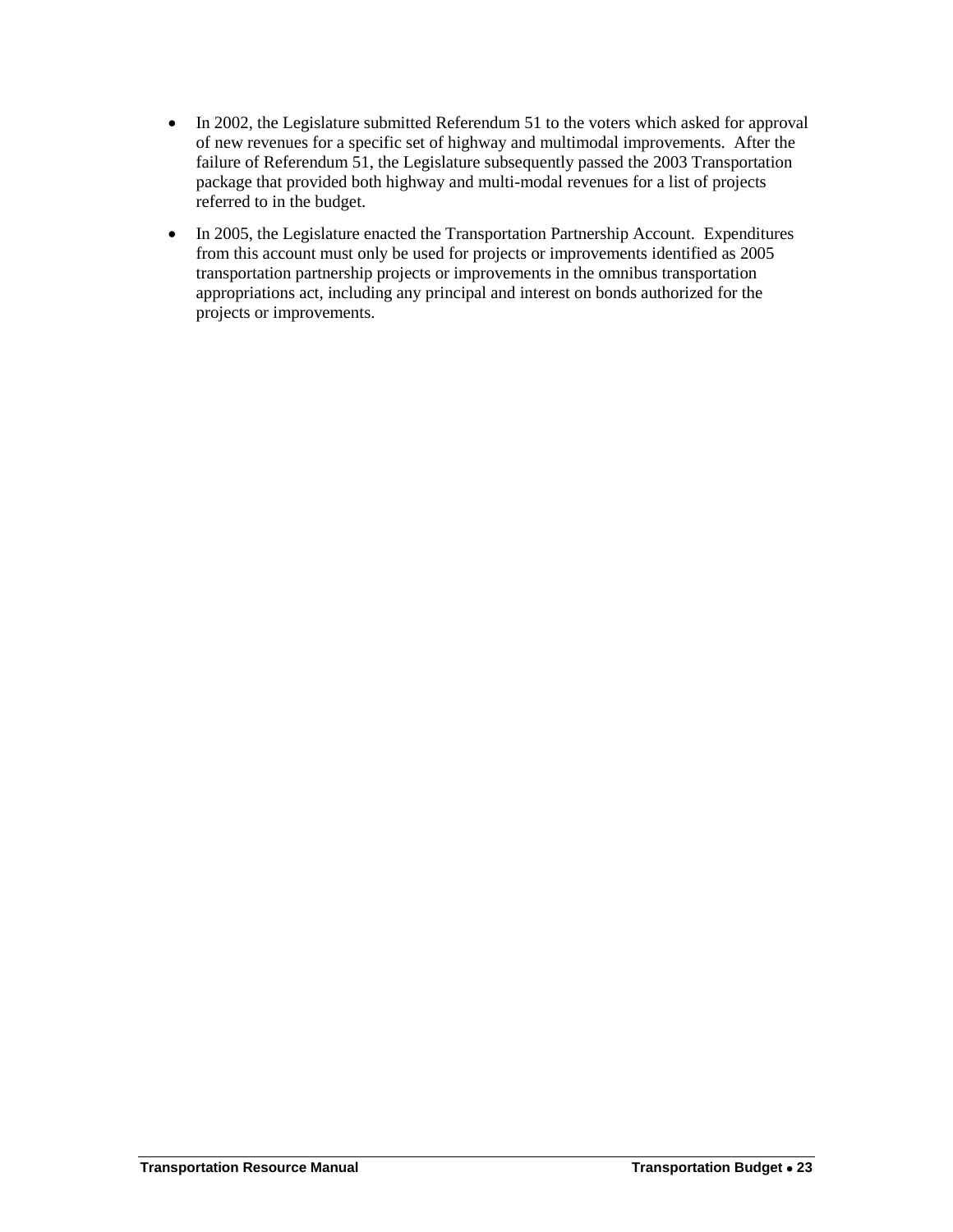- In 2002, the Legislature submitted Referendum 51 to the voters which asked for approval of new revenues for a specific set of highway and multimodal improvements. After the failure of Referendum 51, the Legislature subsequently passed the 2003 Transportation package that provided both highway and multi-modal revenues for a list of projects referred to in the budget.
- In 2005, the Legislature enacted the Transportation Partnership Account. Expenditures from this account must only be used for projects or improvements identified as 2005 transportation partnership projects or improvements in the omnibus transportation appropriations act, including any principal and interest on bonds authorized for the projects or improvements.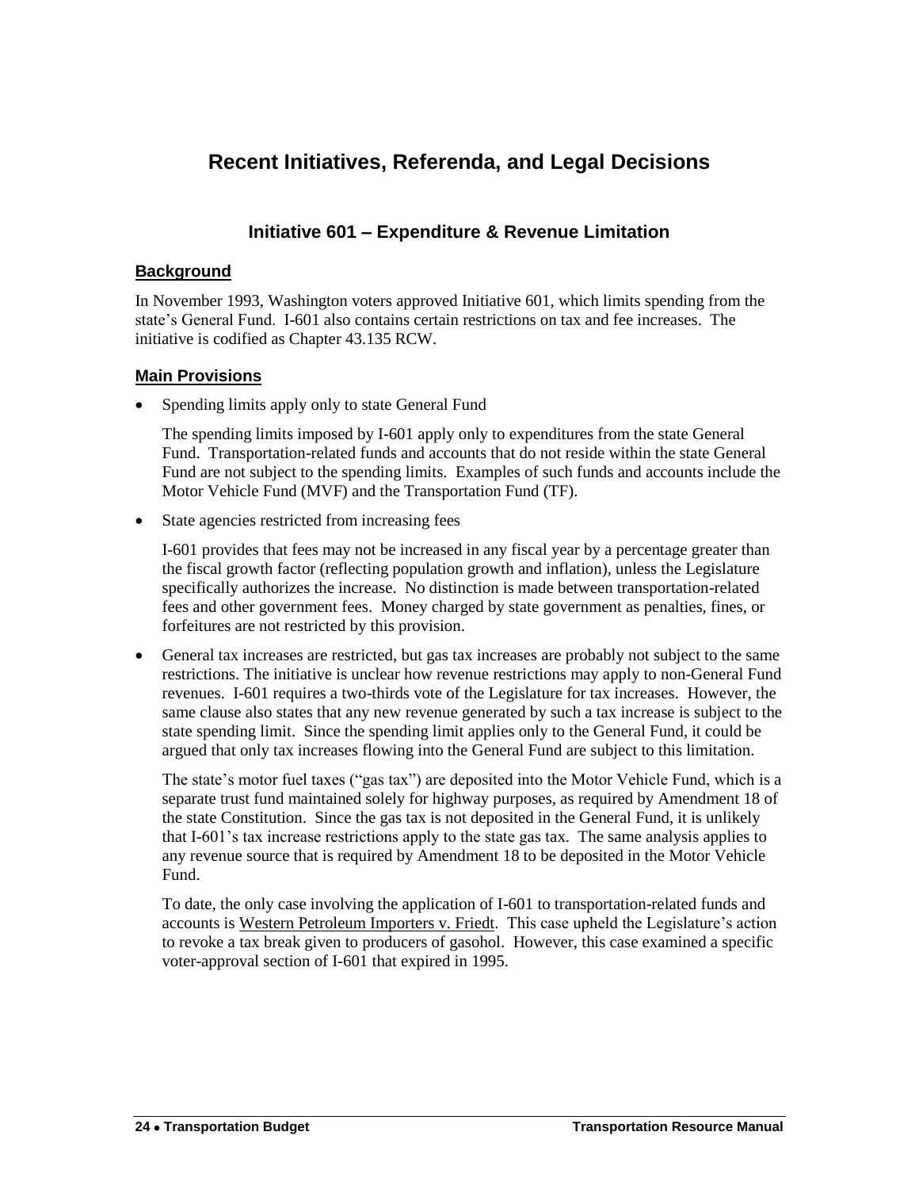# Recent Initiatives, Referenda, and Legal Decisions

## Initiative 601 – Expenditure & Revenue Limitation

### Background

In November 1993, Washington voters approved Initiative 601, which limits spending from the state's General Fund. I-601 also contains certain restrictions on tax and fee increases. The initiative is codified as Chapter 43.135 RCW.

### Main Provisions

- Spending limits apply only to state General Fund

  The spending limits imposed by I-601 apply only to expenditures from the state General Fund. Transportation-related funds and accounts that do not reside within the state General Fund are not subject to the spending limits. Examples of such funds and accounts include the Motor Vehicle Fund (MVF) and the Transportation Fund (TF).

- State agencies restricted from increasing fees

  I-601 provides that fees may not be increased in any fiscal year by a percentage greater than the fiscal growth factor (reflecting population growth and inflation), unless the Legislature specifically authorizes the increase. No distinction is made between transportation-related fees and other government fees. Money charged by state government as penalties, fines, or forfeitures are not restricted by this provision.

- General tax increases are restricted, but gas tax increases are probably not subject to the same restrictions. The initiative is unclear how revenue restrictions may apply to non-General Fund revenues. I-601 requires a two-thirds vote of the Legislature for tax increases. However, the same clause also states that any new revenue generated by such a tax increase is subject to the state spending limit. Since the spending limit applies only to the General Fund, it could be argued that only tax increases flowing into the General Fund are subject to this limitation.

  The state's motor fuel taxes ("gas tax") are deposited into the Motor Vehicle Fund, which is a separate trust fund maintained solely for highway purposes, as required by Amendment 18 of the state Constitution. Since the gas tax is not deposited in the General Fund, it is unlikely that I-601's tax increase restrictions apply to the state gas tax. The same analysis applies to any revenue source that is required by Amendment 18 to be deposited in the Motor Vehicle Fund.

  To date, the only case involving the application of I-601 to transportation-related funds and accounts is Western Petroleum Importers v. Friedt. This case upheld the Legislature's action to revoke a tax break given to producers of gasohol. However, this case examined a specific voter-approval section of I-601 that expired in 1995.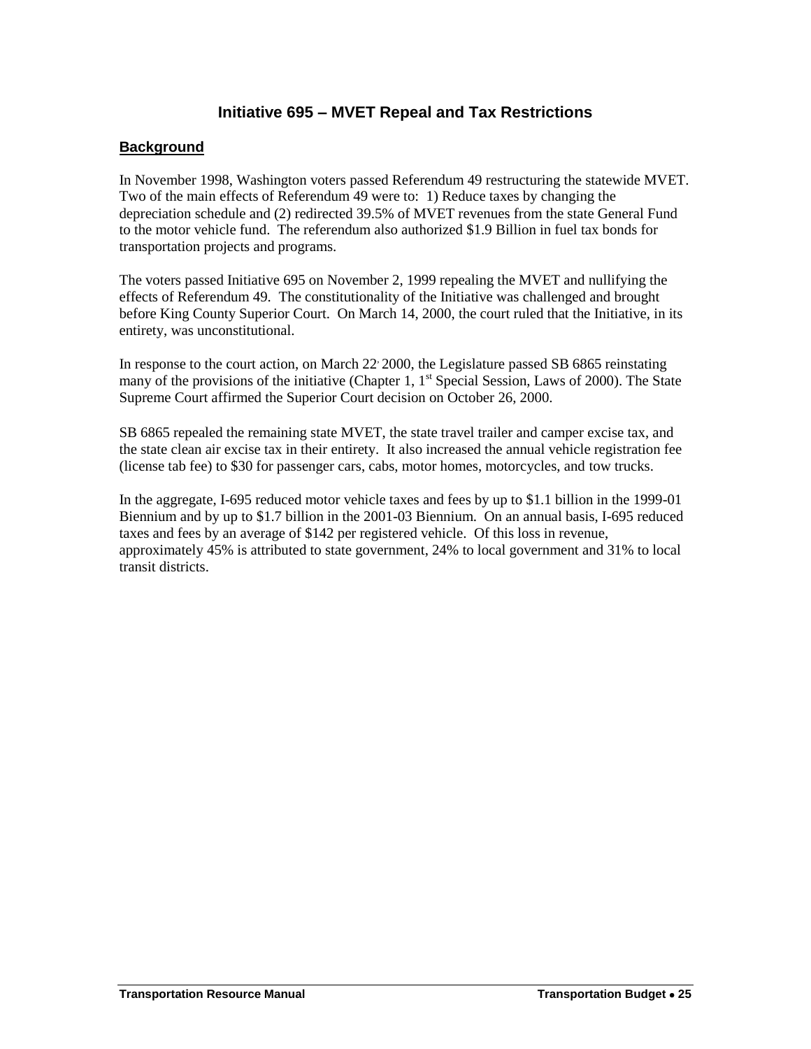# Initiative 695 – MVET Repeal and Tax Restrictions

## Background

In November 1998, Washington voters passed Referendum 49 restructuring the statewide MVET. Two of the main effects of Referendum 49 were to: 1) Reduce taxes by changing the depreciation schedule and (2) redirected 39.5% of MVET revenues from the state General Fund to the motor vehicle fund. The referendum also authorized $1.9 Billion in fuel tax bonds for transportation projects and programs.

The voters passed Initiative 695 on November 2, 1999 repealing the MVET and nullifying the effects of Referendum 49. The constitutionality of the Initiative was challenged and brought before King County Superior Court. On March 14, 2000, the court ruled that the Initiative, in its entirety, was unconstitutional.

In response to the court action, on March 22, 2000, the Legislature passed SB 6865 reinstating many of the provisions of the initiative (Chapter 1, 1st Special Session, Laws of 2000). The State Supreme Court affirmed the Superior Court decision on October 26, 2000.

SB 6865 repealed the remaining state MVET, the state travel trailer and camper excise tax, and the state clean air excise tax in their entirety. It also increased the annual vehicle registration fee (license tab fee) to $30 for passenger cars, cabs, motor homes, motorcycles, and tow trucks.

In the aggregate, I-695 reduced motor vehicle taxes and fees by up to $1.1 billion in the 1999-01 Biennium and by up to $1.7 billion in the 2001-03 Biennium. On an annual basis, I-695 reduced taxes and fees by an average of $142 per registered vehicle. Of this loss in revenue, approximately 45% is attributed to state government, 24% to local government and 31% to local transit districts.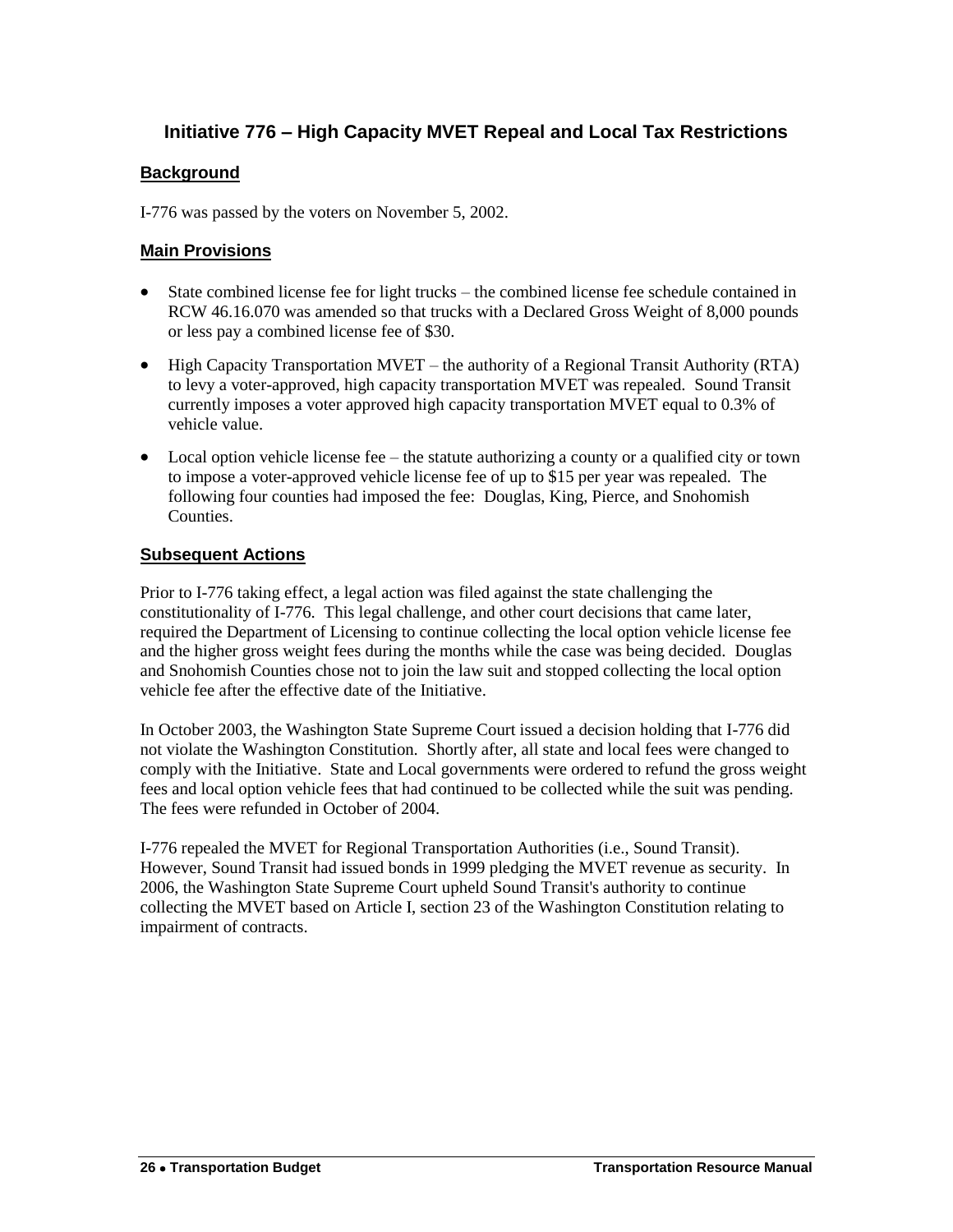## Initiative 776 – High Capacity MVET Repeal and Local Tax Restrictions

### Background

I-776 was passed by the voters on November 5, 2002.

### Main Provisions

- State combined license fee for light trucks – the combined license fee schedule contained in RCW 46.16.070 was amended so that trucks with a Declared Gross Weight of 8,000 pounds or less pay a combined license fee of $30.
- High Capacity Transportation MVET – the authority of a Regional Transit Authority (RTA) to levy a voter-approved, high capacity transportation MVET was repealed. Sound Transit currently imposes a voter approved high capacity transportation MVET equal to 0.3% of vehicle value.
- Local option vehicle license fee – the statute authorizing a county or a qualified city or town to impose a voter-approved vehicle license fee of up to $15 per year was repealed. The following four counties had imposed the fee: Douglas, King, Pierce, and Snohomish Counties.

### Subsequent Actions

Prior to I-776 taking effect, a legal action was filed against the state challenging the constitutionality of I-776. This legal challenge, and other court decisions that came later, required the Department of Licensing to continue collecting the local option vehicle license fee and the higher gross weight fees during the months while the case was being decided. Douglas and Snohomish Counties chose not to join the law suit and stopped collecting the local option vehicle fee after the effective date of the Initiative.

In October 2003, the Washington State Supreme Court issued a decision holding that I-776 did not violate the Washington Constitution. Shortly after, all state and local fees were changed to comply with the Initiative. State and Local governments were ordered to refund the gross weight fees and local option vehicle fees that had continued to be collected while the suit was pending. The fees were refunded in October of 2004.

I-776 repealed the MVET for Regional Transportation Authorities (i.e., Sound Transit). However, Sound Transit had issued bonds in 1999 pledging the MVET revenue as security. In 2006, the Washington State Supreme Court upheld Sound Transit's authority to continue collecting the MVET based on Article I, section 23 of the Washington Constitution relating to impairment of contracts.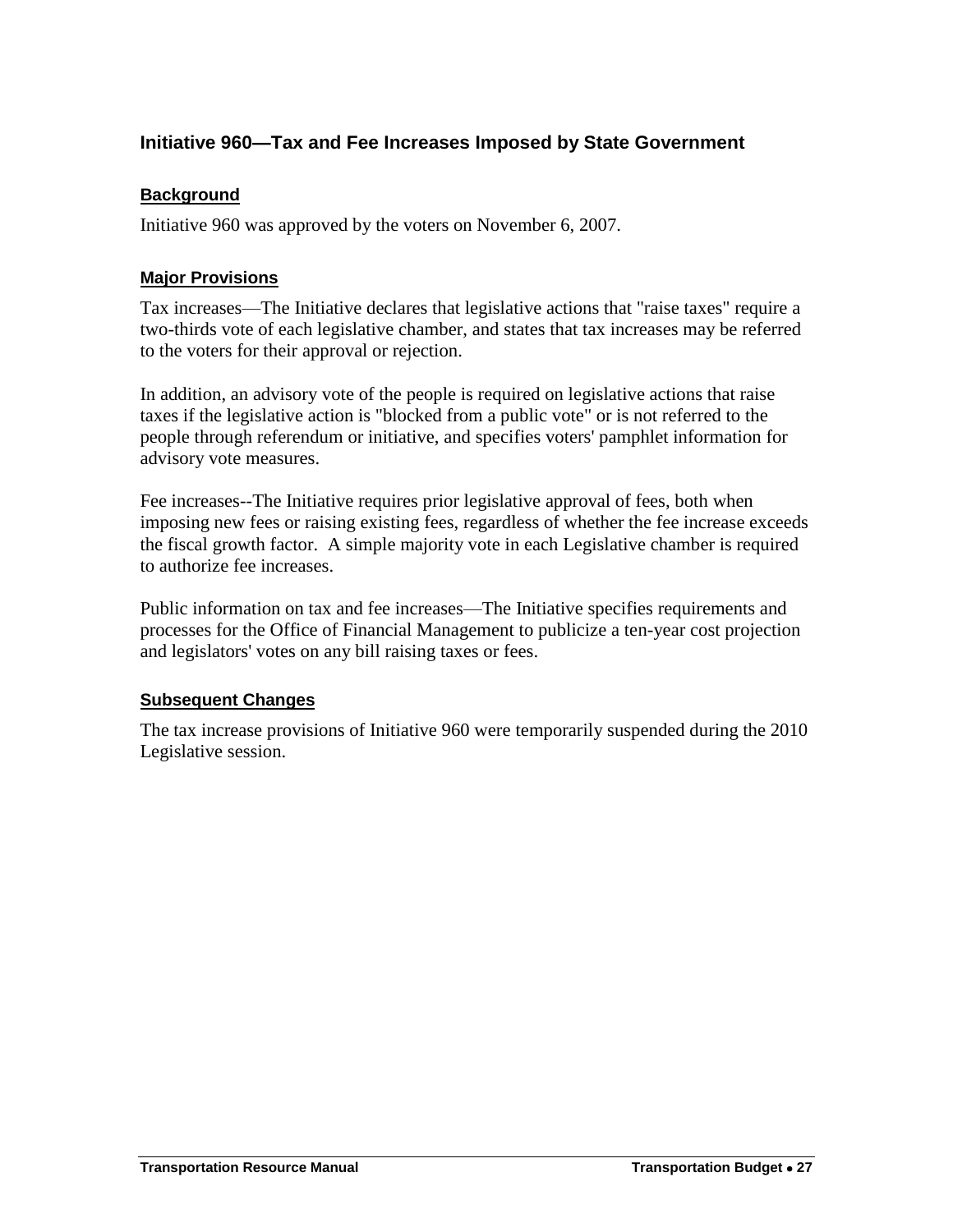## Initiative 960—Tax and Fee Increases Imposed by State Government

### Background

Initiative 960 was approved by the voters on November 6, 2007.

### Major Provisions

Tax increases—The Initiative declares that legislative actions that "raise taxes" require a two-thirds vote of each legislative chamber, and states that tax increases may be referred to the voters for their approval or rejection.

In addition, an advisory vote of the people is required on legislative actions that raise taxes if the legislative action is "blocked from a public vote" or is not referred to the people through referendum or initiative, and specifies voters' pamphlet information for advisory vote measures.

Fee increases--The Initiative requires prior legislative approval of fees, both when imposing new fees or raising existing fees, regardless of whether the fee increase exceeds the fiscal growth factor. A simple majority vote in each Legislative chamber is required to authorize fee increases.

Public information on tax and fee increases—The Initiative specifies requirements and processes for the Office of Financial Management to publicize a ten-year cost projection and legislators' votes on any bill raising taxes or fees.

### Subsequent Changes

The tax increase provisions of Initiative 960 were temporarily suspended during the 2010 Legislative session.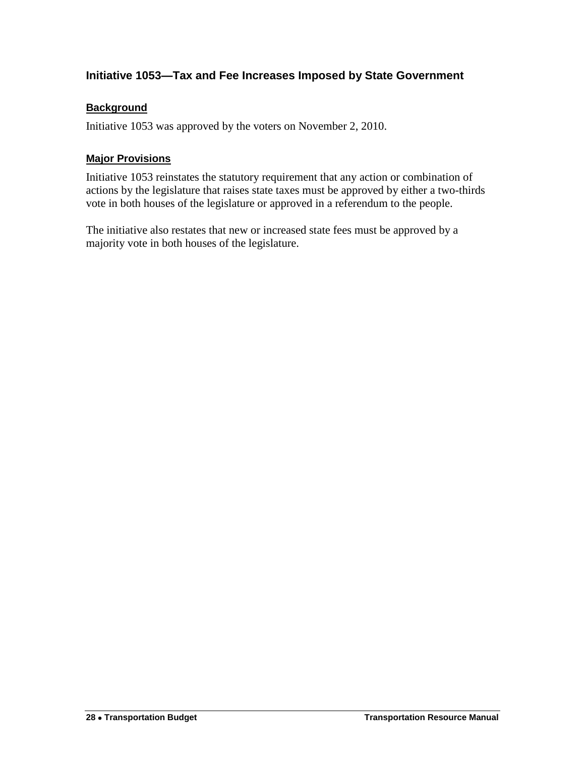## Initiative 1053—Tax and Fee Increases Imposed by State Government

### Background

Initiative 1053 was approved by the voters on November 2, 2010.

### Major Provisions

Initiative 1053 reinstates the statutory requirement that any action or combination of actions by the legislature that raises state taxes must be approved by either a two-thirds vote in both houses of the legislature or approved in a referendum to the people.

The initiative also restates that new or increased state fees must be approved by a majority vote in both houses of the legislature.